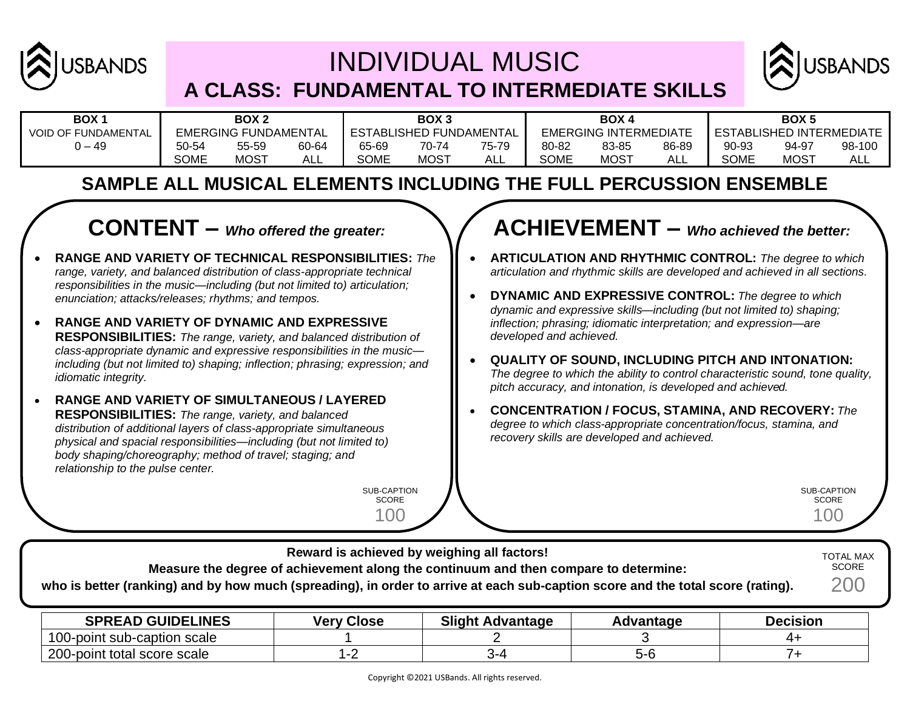# INDIVIDUAL MUSIC

## A CLASS: FUNDAMENTAL TO INTERMEDIATE SKILLS

| BOX 1 | BOX 2 | | | BOX 3 | | | BOX 4 | | | BOX 5 | | |
|---|---|---|---|---|---|---|---|---|---|---|---|---|
| VOID OF FUNDAMENTAL | EMERGING FUNDAMENTAL | | | ESTABLISHED FUNDAMENTAL | | | EMERGING INTERMEDIATE | | | ESTABLISHED INTERMEDIATE | | |
| 0 – 49 | 50-54 | 55-59 | 60-64 | 65-69 | 70-74 | 75-79 | 80-82 | 83-85 | 86-89 | 90-93 | 94-97 | 98-100 |
| | SOME | MOST | ALL | SOME | MOST | ALL | SOME | MOST | ALL | SOME | MOST | ALL |

## SAMPLE ALL MUSICAL ELEMENTS INCLUDING THE FULL PERCUSSION ENSEMBLE

## CONTENT – *Who offered the greater:*

- **RANGE AND VARIETY OF TECHNICAL RESPONSIBILITIES:** *The range, variety, and balanced distribution of class-appropriate technical responsibilities in the music—including (but not limited to) articulation; enunciation; attacks/releases; rhythms; and tempos.*
- **RANGE AND VARIETY OF DYNAMIC AND EXPRESSIVE RESPONSIBILITIES:** *The range, variety, and balanced distribution of class-appropriate dynamic and expressive responsibilities in the music—including (but not limited to) shaping; inflection; phrasing; expression; and idiomatic integrity.*
- **RANGE AND VARIETY OF SIMULTANEOUS / LAYERED RESPONSIBILITIES:** *The range, variety, and balanced distribution of additional layers of class-appropriate simultaneous physical and spacial responsibilities—including (but not limited to) body shaping/choreography; method of travel; staging; and relationship to the pulse center.*

SUB-CAPTION SCORE
100

## ACHIEVEMENT – *Who achieved the better:*

- **ARTICULATION AND RHYTHMIC CONTROL:** *The degree to which articulation and rhythmic skills are developed and achieved in all sections.*
- **DYNAMIC AND EXPRESSIVE CONTROL:** *The degree to which dynamic and expressive skills—including (but not limited to) shaping; inflection; phrasing; idiomatic interpretation; and expression—are developed and achieved.*
- **QUALITY OF SOUND, INCLUDING PITCH AND INTONATION:** *The degree to which the ability to control characteristic sound, tone quality, pitch accuracy, and intonation, is developed and achieved.*
- **CONCENTRATION / FOCUS, STAMINA, AND RECOVERY:** *The degree to which class-appropriate concentration/focus, stamina, and recovery skills are developed and achieved.*

SUB-CAPTION SCORE
100

**Reward is achieved by weighing all factors!**
**Measure the degree of achievement along the continuum and then compare to determine:**
**who is better (ranking) and by how much (spreading), in order to arrive at each sub-caption score and the total score (rating).**

TOTAL MAX SCORE
200

| SPREAD GUIDELINES | Very Close | Slight Advantage | Advantage | Decision |
|---|---|---|---|---|
| 100-point sub-caption scale | 1 | 2 | 3 | 4+ |
| 200-point total score scale | 1-2 | 3-4 | 5-6 | 7+ |

Copyright ©2021 USBands. All rights reserved.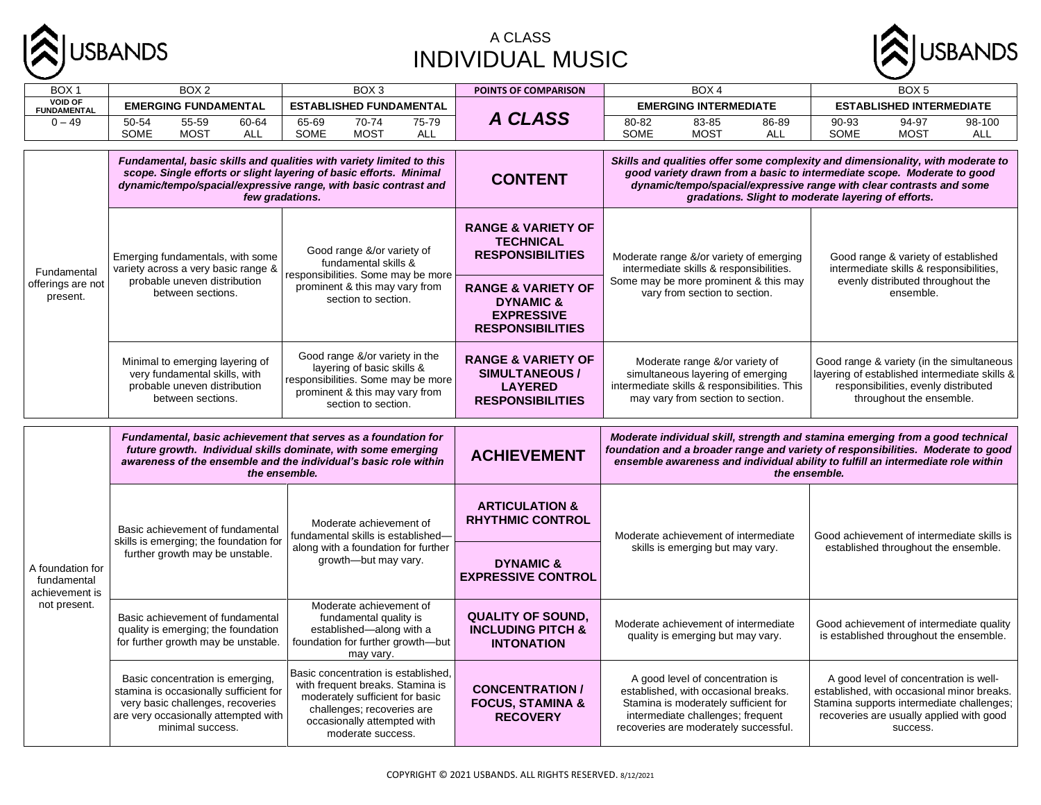# A CLASS

# INDIVIDUAL MUSIC

| BOX 1 | BOX 2 | | | BOX 3 | | | POINTS OF COMPARISON | BOX 4 | | | BOX 5 | | |
|---|---|---|---|---|---|---|---|---|---|---|---|---|---|
| VOID OF FUNDAMENTAL | EMERGING FUNDAMENTAL | | | ESTABLISHED FUNDAMENTAL | | | ***A CLASS*** | EMERGING INTERMEDIATE | | | ESTABLISHED INTERMEDIATE | | |
| 0 – 49 | 50-54 SOME | 55-59 MOST | 60-64 ALL | 65-69 SOME | 70-74 MOST | 75-79 ALL | | 80-82 SOME | 83-85 MOST | 86-89 ALL | 90-93 SOME | 94-97 MOST | 98-100 ALL |

| Box 1 | Box 2 | Box 3 | Points of Comparison | Box 4 | Box 5 |
|---|---|---|---|---|---|
| Fundamental offerings are not present. | ***Fundamental, basic skills and qualities with variety limited to this scope. Single efforts or slight layering of basic efforts. Minimal dynamic/tempo/spacial/expressive range, with basic contrast and few gradations.*** | | **CONTENT** | ***Skills and qualities offer some complexity and dimensionality, with moderate to good variety drawn from a basic to intermediate scope. Moderate to good dynamic/tempo/spacial/expressive range with clear contrasts and some gradations. Slight to moderate layering of efforts.*** | |
| | Emerging fundamentals, with some variety across a very basic range & probable uneven distribution between sections. | Good range &/or variety of fundamental skills & responsibilities. Some may be more prominent & this may vary from section to section. | **RANGE & VARIETY OF TECHNICAL RESPONSIBILITIES** / **RANGE & VARIETY OF DYNAMIC & EXPRESSIVE RESPONSIBILITIES** | Moderate range &/or variety of emerging intermediate skills & responsibilities. Some may be more prominent & this may vary from section to section. | Good range & variety of established intermediate skills & responsibilities, evenly distributed throughout the ensemble. |
| | Minimal to emerging layering of very fundamental skills, with probable uneven distribution between sections. | Good range &/or variety in the layering of basic skills & responsibilities. Some may be more prominent & this may vary from section to section. | **RANGE & VARIETY OF SIMULTANEOUS / LAYERED RESPONSIBILITIES** | Moderate range &/or variety of simultaneous layering of emerging intermediate skills & responsibilities. This may vary from section to section. | Good range & variety (in the simultaneous layering of established intermediate skills & responsibilities, evenly distributed throughout the ensemble. |

| Box 1 | Box 2 | Box 3 | Points of Comparison | Box 4 | Box 5 |
|---|---|---|---|---|---|
| A foundation for fundamental achievement is not present. | ***Fundamental, basic achievement that serves as a foundation for future growth. Individual skills dominate, with some emerging awareness of the ensemble and the individual's basic role within the ensemble.*** | | **ACHIEVEMENT** | ***Moderate individual skill, strength and stamina emerging from a good technical foundation and a broader range and variety of responsibilities. Moderate to good ensemble awareness and individual ability to fulfill an intermediate role within the ensemble.*** | |
| | Basic achievement of fundamental skills is emerging; the foundation for further growth may be unstable. | Moderate achievement of fundamental skills is established—along with a foundation for further growth—but may vary. | **ARTICULATION & RHYTHMIC CONTROL** / **DYNAMIC & EXPRESSIVE CONTROL** | Moderate achievement of intermediate skills is emerging but may vary. | Good achievement of intermediate skills is established throughout the ensemble. |
| | Basic achievement of fundamental quality is emerging; the foundation for further growth may be unstable. | Moderate achievement of fundamental quality is established—along with a foundation for further growth—but may vary. | **QUALITY OF SOUND, INCLUDING PITCH & INTONATION** | Moderate achievement of intermediate quality is emerging but may vary. | Good achievement of intermediate quality is established throughout the ensemble. |
| | Basic concentration is emerging, stamina is occasionally sufficient for very basic challenges, recoveries are very occasionally attempted with minimal success. | Basic concentration is established, with frequent breaks. Stamina is moderately sufficient for basic challenges; recoveries are occasionally attempted with moderate success. | **CONCENTRATION / FOCUS, STAMINA & RECOVERY** | A good level of concentration is established, with occasional breaks. Stamina is moderately sufficient for intermediate challenges; frequent recoveries are moderately successful. | A good level of concentration is well-established, with occasional minor breaks. Stamina supports intermediate challenges; recoveries are usually applied with good success. |

COPYRIGHT © 2021 USBANDS. ALL RIGHTS RESERVED. 8/12/2021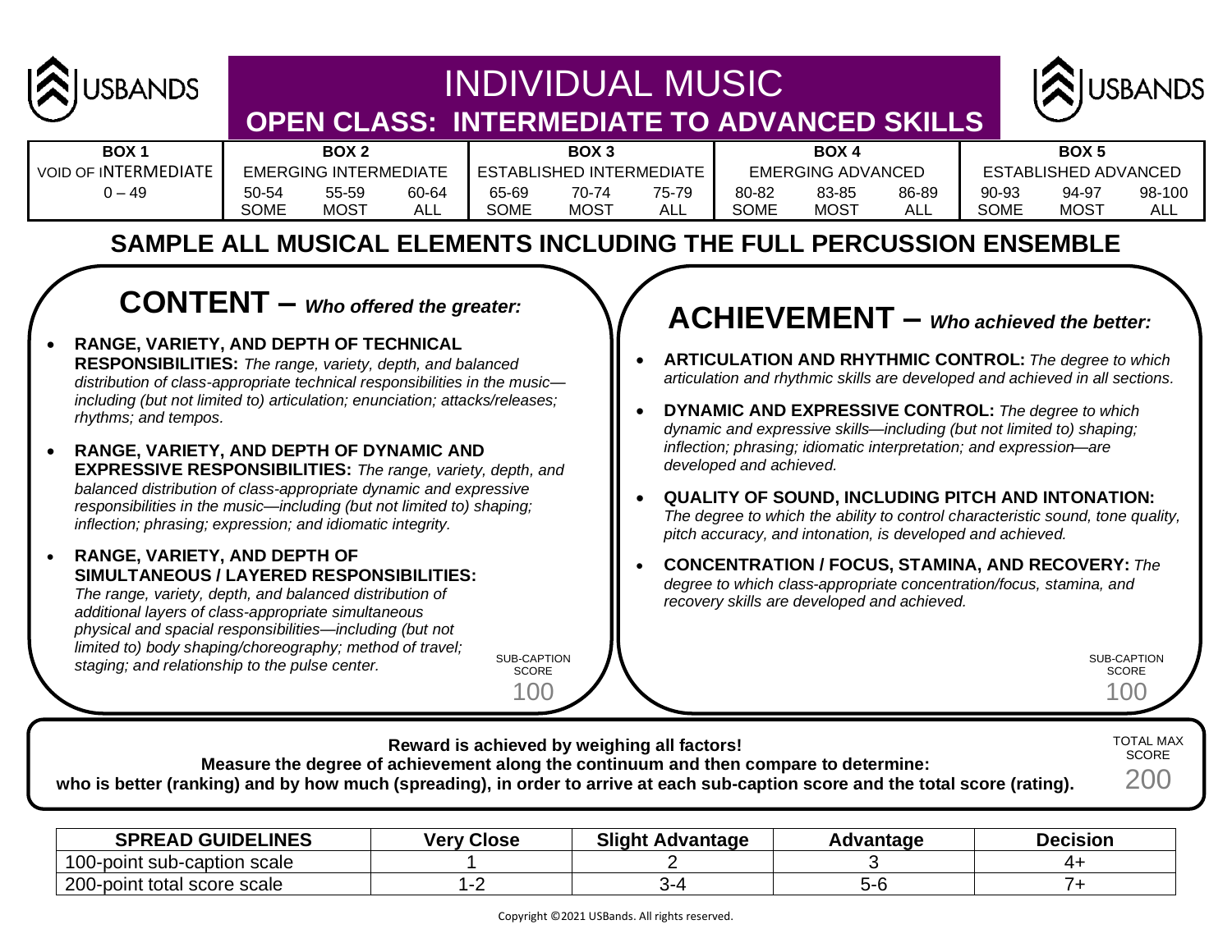# INDIVIDUAL MUSIC

## OPEN CLASS: INTERMEDIATE TO ADVANCED SKILLS

| BOX 1 | BOX 2 | | | BOX 3 | | | BOX 4 | | | BOX 5 | | |
|---|---|---|---|---|---|---|---|---|---|---|---|---|
| VOID OF INTERMEDIATE | EMERGING INTERMEDIATE | | | ESTABLISHED INTERMEDIATE | | | EMERGING ADVANCED | | | ESTABLISHED ADVANCED | | |
| 0 – 49 | 50-54 SOME | 55-59 MOST | 60-64 ALL | 65-69 SOME | 70-74 MOST | 75-79 ALL | 80-82 SOME | 83-85 MOST | 86-89 ALL | 90-93 SOME | 94-97 MOST | 98-100 ALL |

## SAMPLE ALL MUSICAL ELEMENTS INCLUDING THE FULL PERCUSSION ENSEMBLE

### CONTENT – *Who offered the greater:*

- **RANGE, VARIETY, AND DEPTH OF TECHNICAL RESPONSIBILITIES:** *The range, variety, depth, and balanced distribution of class-appropriate technical responsibilities in the music—including (but not limited to) articulation; enunciation; attacks/releases; rhythms; and tempos.*
- **RANGE, VARIETY, AND DEPTH OF DYNAMIC AND EXPRESSIVE RESPONSIBILITIES:** *The range, variety, depth, and balanced distribution of class-appropriate dynamic and expressive responsibilities in the music—including (but not limited to) shaping; inflection; phrasing; expression; and idiomatic integrity.*
- **RANGE, VARIETY, AND DEPTH OF SIMULTANEOUS / LAYERED RESPONSIBILITIES:** *The range, variety, depth, and balanced distribution of additional layers of class-appropriate simultaneous physical and spacial responsibilities—including (but not limited to) body shaping/choreography; method of travel; staging; and relationship to the pulse center.*

SUB-CAPTION SCORE
100

### ACHIEVEMENT – *Who achieved the better:*

- **ARTICULATION AND RHYTHMIC CONTROL:** *The degree to which articulation and rhythmic skills are developed and achieved in all sections.*
- **DYNAMIC AND EXPRESSIVE CONTROL:** *The degree to which dynamic and expressive skills—including (but not limited to) shaping; inflection; phrasing; idiomatic interpretation; and expression—are developed and achieved.*
- **QUALITY OF SOUND, INCLUDING PITCH AND INTONATION:** *The degree to which the ability to control characteristic sound, tone quality, pitch accuracy, and intonation, is developed and achieved.*
- **CONCENTRATION / FOCUS, STAMINA, AND RECOVERY:** *The degree to which class-appropriate concentration/focus, stamina, and recovery skills are developed and achieved.*

SUB-CAPTION SCORE
100

**Reward is achieved by weighing all factors!**
**Measure the degree of achievement along the continuum and then compare to determine:**
**who is better (ranking) and by how much (spreading), in order to arrive at each sub-caption score and the total score (rating).**

TOTAL MAX SCORE
200

| SPREAD GUIDELINES | Very Close | Slight Advantage | Advantage | Decision |
|---|---|---|---|---|
| 100-point sub-caption scale | 1 | 2 | 3 | 4+ |
| 200-point total score scale | 1-2 | 3-4 | 5-6 | 7+ |

Copyright ©2021 USBands. All rights reserved.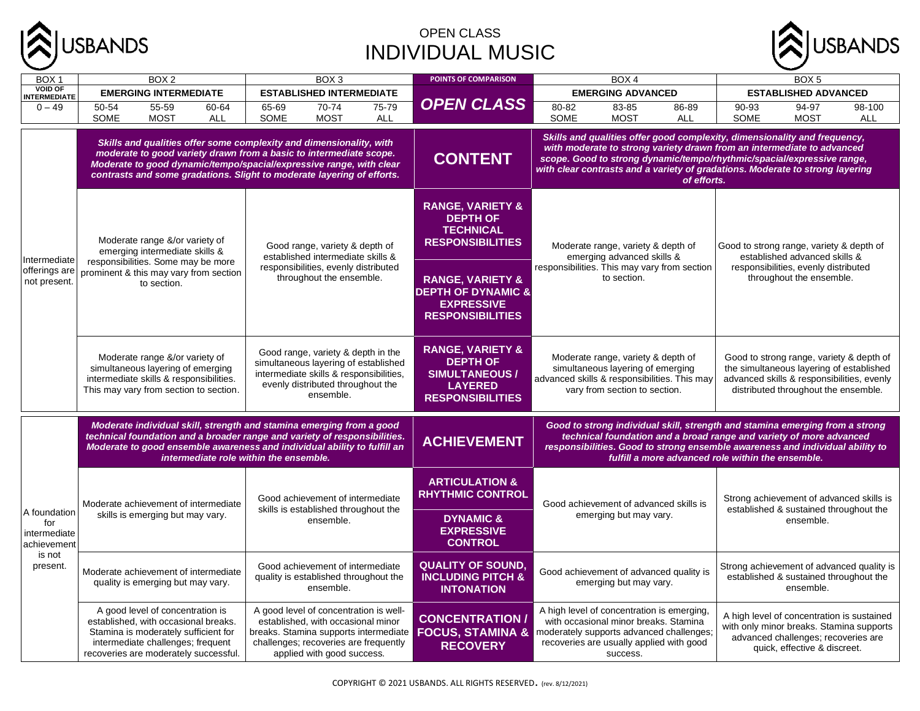OPEN CLASS

# INDIVIDUAL MUSIC

| BOX 1 | BOX 2 | | | BOX 3 | | | POINTS OF COMPARISON | BOX 4 | | | BOX 5 | | |
|---|---|---|---|---|---|---|---|---|---|---|---|---|---|
| VOID OF INTERMEDIATE | EMERGING INTERMEDIATE | | | ESTABLISHED INTERMEDIATE | | | OPEN CLASS | EMERGING ADVANCED | | | ESTABLISHED ADVANCED | | |
| 0 – 49 | 50-54 SOME | 55-59 MOST | 60-64 ALL | 65-69 SOME | 70-74 MOST | 75-79 ALL | | 80-82 SOME | 83-85 MOST | 86-89 ALL | 90-93 SOME | 94-97 MOST | 98-100 ALL |

| BOX 1 | BOX 2 | BOX 3 | POINTS OF COMPARISON | BOX 4 | BOX 5 |
|---|---|---|---|---|---|
| | ***Skills and qualities offer some complexity and dimensionality, with moderate to good variety drawn from a basic to intermediate scope. Moderate to good dynamic/tempo/spacial/expressive range, with clear contrasts and some gradations. Slight to moderate layering of efforts.*** | | **CONTENT** | ***Skills and qualities offer good complexity, dimensionality and frequency, with moderate to strong variety drawn from an intermediate to advanced scope. Good to strong dynamic/tempo/rhythmic/spacial/expressive range, with clear contrasts and a variety of gradations. Moderate to strong layering of efforts.*** | |
| Intermediate offerings are not present. | Moderate range &/or variety of emerging intermediate skills & responsibilities. Some may be more prominent & this may vary from section to section. | Good range, variety & depth of established intermediate skills & responsibilities, evenly distributed throughout the ensemble. | **RANGE, VARIETY & DEPTH OF TECHNICAL RESPONSIBILITIES** / **RANGE, VARIETY & DEPTH OF DYNAMIC & EXPRESSIVE RESPONSIBILITIES** | Moderate range, variety & depth of emerging advanced skills & responsibilities. This may vary from section to section. | Good to strong range, variety & depth of established advanced skills & responsibilities, evenly distributed throughout the ensemble. |
| | Moderate range &/or variety of simultaneous layering of emerging intermediate skills & responsibilities. This may vary from section to section. | Good range, variety & depth in the simultaneous layering of established intermediate skills & responsibilities, evenly distributed throughout the ensemble. | **RANGE, VARIETY & DEPTH OF SIMULTANEOUS / LAYERED RESPONSIBILITIES** | Moderate range, variety & depth of simultaneous layering of emerging advanced skills & responsibilities. This may vary from section to section. | Good to strong range, variety & depth of the simultaneous layering of established advanced skills & responsibilities, evenly distributed throughout the ensemble. |
| | ***Moderate individual skill, strength and stamina emerging from a good technical foundation and a broader range and variety of responsibilities. Moderate to good ensemble awareness and individual ability to fulfill an intermediate role within the ensemble.*** | | **ACHIEVEMENT** | ***Good to strong individual skill, strength and stamina emerging from a strong technical foundation and a broad range and variety of more advanced responsibilities. Good to strong ensemble awareness and individual ability to fulfill a more advanced role within the ensemble.*** | |
| A foundation for intermediate achievement is not present. | Moderate achievement of intermediate skills is emerging but may vary. | Good achievement of intermediate skills is established throughout the ensemble. | **ARTICULATION & RHYTHMIC CONTROL** / **DYNAMIC & EXPRESSIVE CONTROL** | Good achievement of advanced skills is emerging but may vary. | Strong achievement of advanced skills is established & sustained throughout the ensemble. |
| | Moderate achievement of intermediate quality is emerging but may vary. | Good achievement of intermediate quality is established throughout the ensemble. | **QUALITY OF SOUND, INCLUDING PITCH & INTONATION** | Good achievement of advanced quality is emerging but may vary. | Strong achievement of advanced quality is established & sustained throughout the ensemble. |
| | A good level of concentration is established, with occasional breaks. Stamina is moderately sufficient for intermediate challenges; frequent recoveries are moderately successful. | A good level of concentration is well-established, with occasional minor breaks. Stamina supports intermediate challenges; recoveries are frequently applied with good success. | **CONCENTRATION / FOCUS, STAMINA & RECOVERY** | A high level of concentration is emerging, with occasional minor breaks. Stamina moderately supports advanced challenges; recoveries are usually applied with good success. | A high level of concentration is sustained with only minor breaks. Stamina supports advanced challenges; recoveries are quick, effective & discreet. |

COPYRIGHT © 2021 USBANDS. ALL RIGHTS RESERVED. (rev. 8/12/2021)